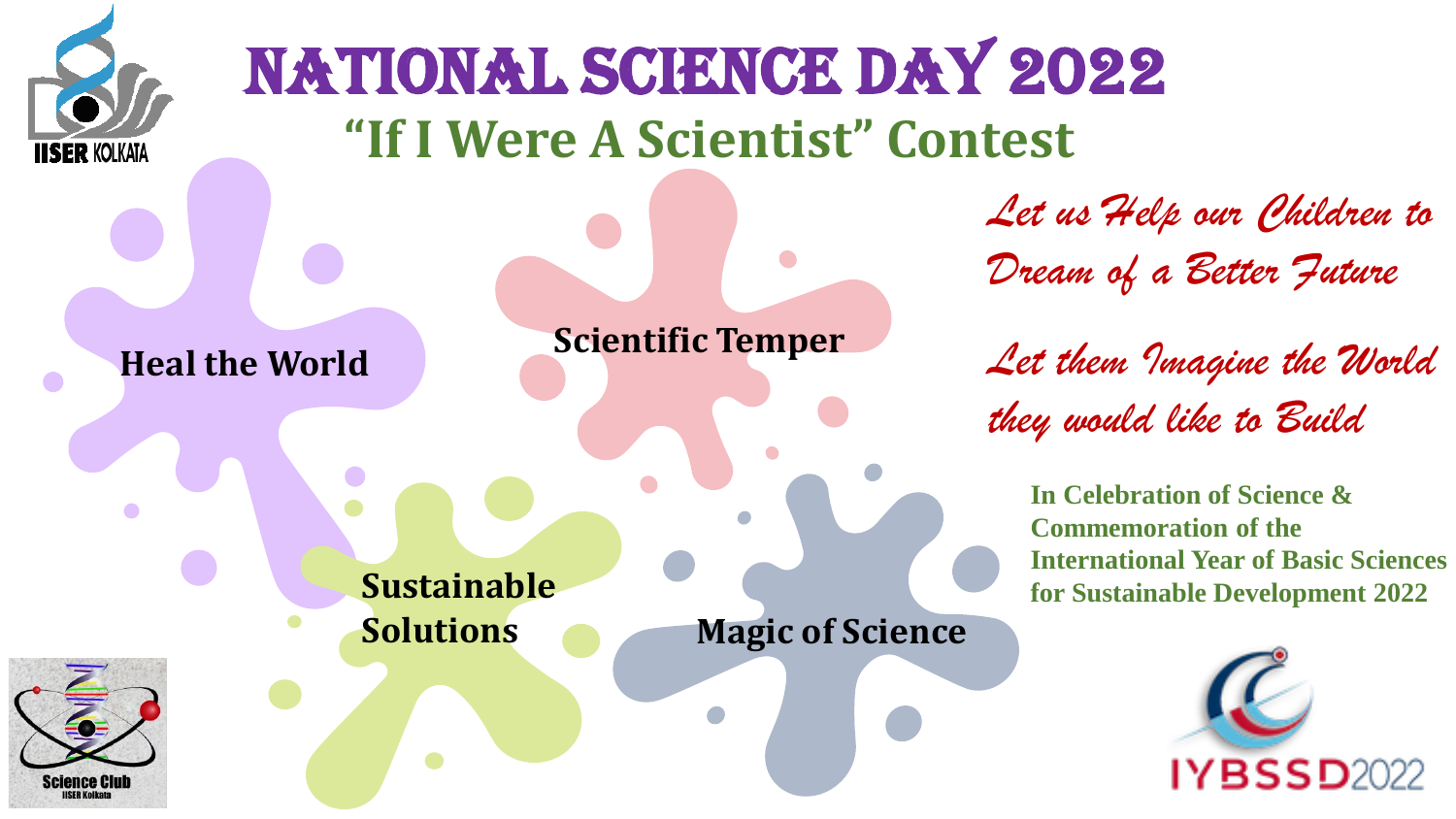# NATIONAL SCIENCE DAY 2022

## "If I Were A Scientist" Contest

*Let us Help our Children to Dream of a Better Future*

*Let them Imagine the World they would like to Build*

**In Celebration of Science & Commemoration of the International Year of Basic Sciences for Sustainable Development 2022**

- **Heal the World**
- **Scientific Temper**
- **Sustainable Solutions**
- **Magic of Science**

IISER KOLKATA

Science Club IISER Kolkata

IYBSSD2022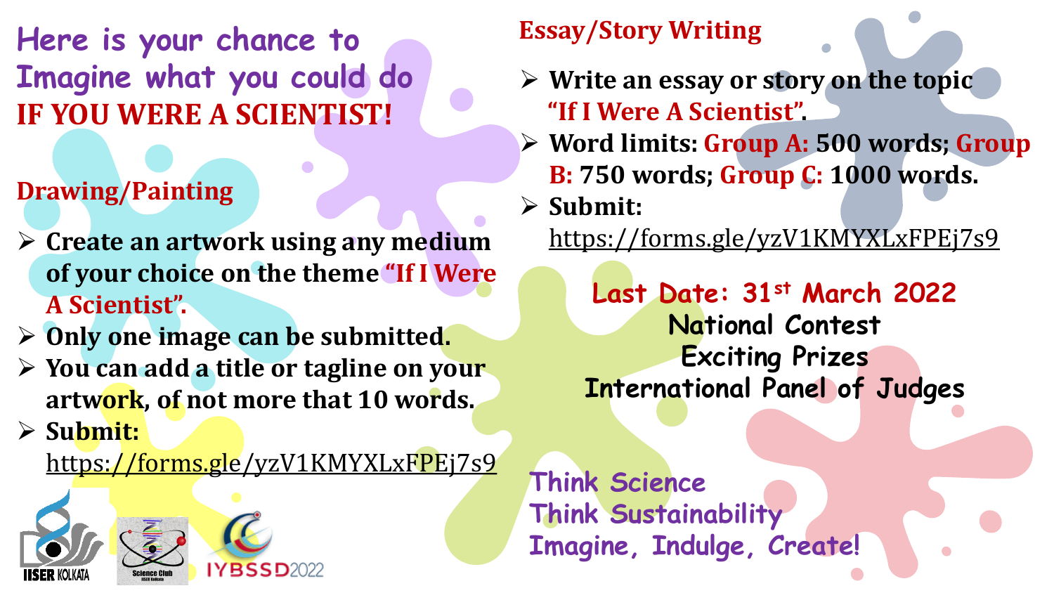# Here is your chance to Imagine what you could do **IF YOU WERE A SCIENTIST!**

## Drawing/Painting

- **Create an artwork using any medium of your choice on the theme "If I Were A Scientist".**
- **Only one image can be submitted.**
- **You can add a title or tagline on your artwork, of not more that 10 words.**
- **Submit:** https://forms.gle/yzV1KMYXLxFPEj7s9

## Essay/Story Writing

- **Write an essay or story on the topic "If I Were A Scientist".**
- **Word limits: Group A: 500 words; Group B: 750 words; Group C: 1000 words.**
- **Submit:** https://forms.gle/yzV1KMYXLxFPEj7s9

**Last Date: 31st March 2022**

**National Contest**

**Exciting Prizes**

**International Panel of Judges**

Think Science
Think Sustainability
Imagine, Indulge, Create!

IISER KOLKATA · Science Club IISER Kolkata · IYBSSD2022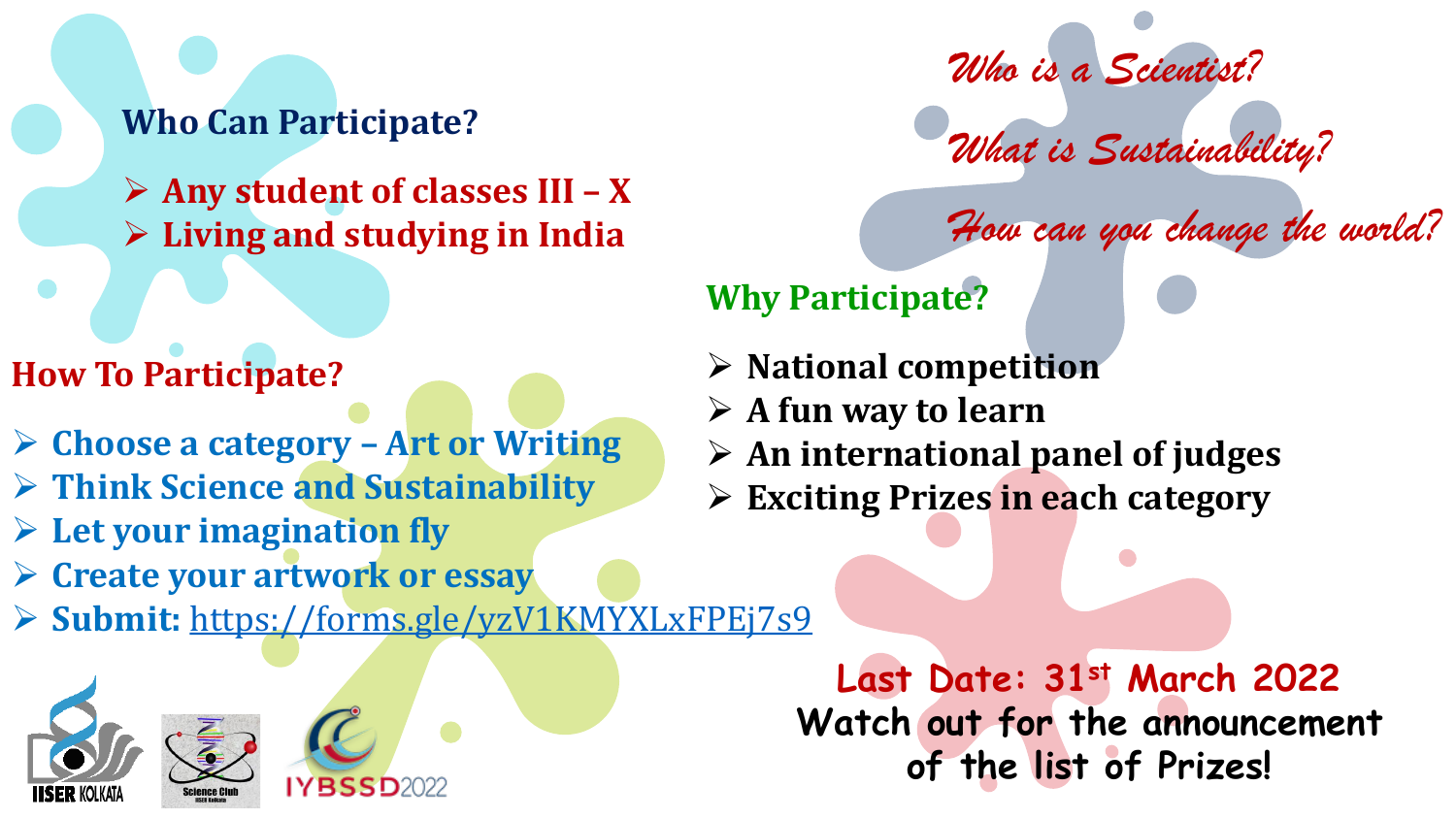## Who Can Participate?

- Any student of classes III – X
- Living and studying in India

*Who is a Scientist?*

*What is Sustainability?*

*How can you change the world?*

## Why Participate?

- National competition
- A fun way to learn
- An international panel of judges
- Exciting Prizes in each category

## How To Participate?

- Choose a category – Art or Writing
- Think Science and Sustainability
- Let your imagination fly
- Create your artwork or essay
- **Submit:** https://forms.gle/yzV1KMYXLxFPEj7s9

**Last Date: 31st March 2022**

**Watch out for the announcement of the list of Prizes!**

IISER KOLKATA

Science Club IISER Kolkata

IYBSSD2022